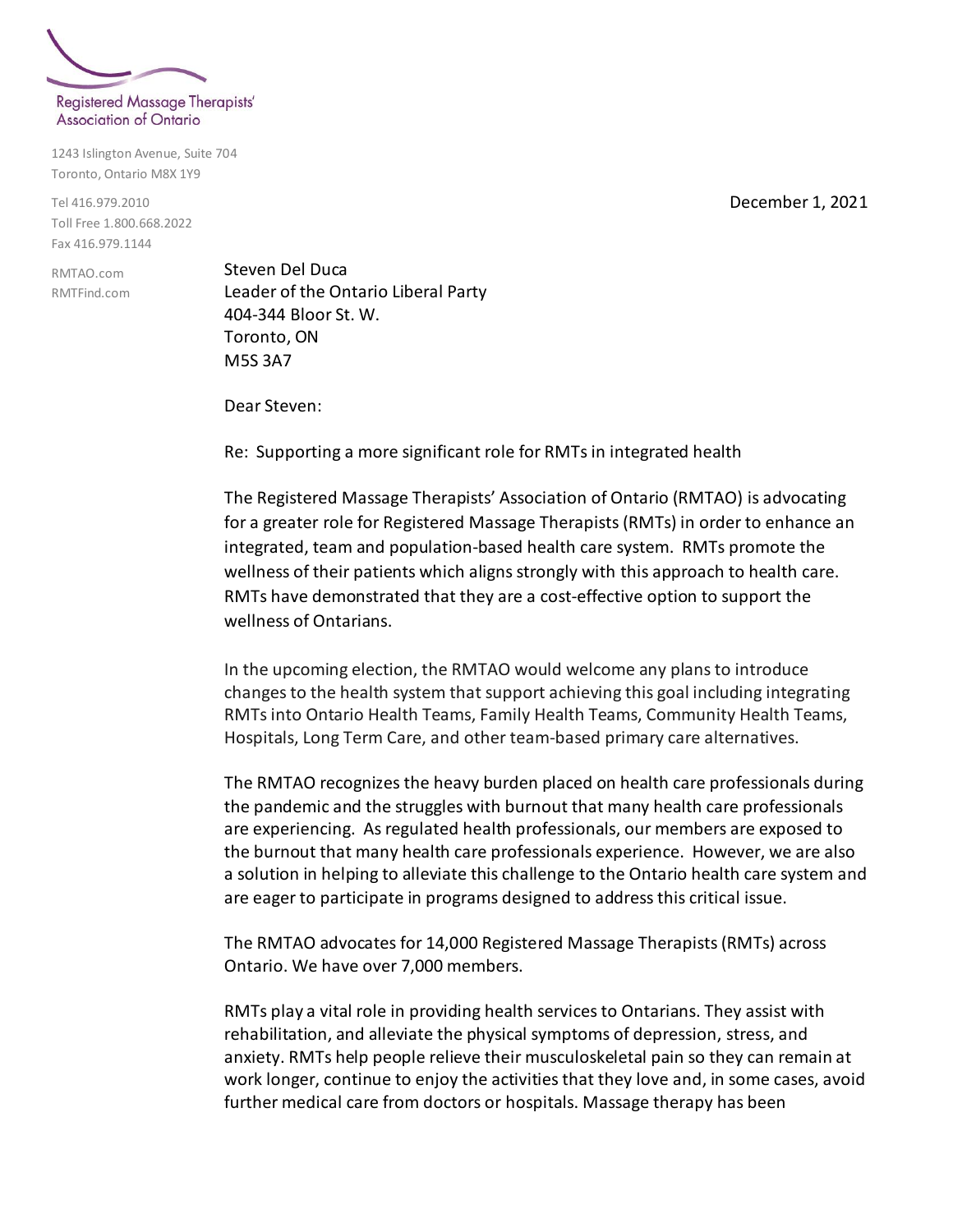Registered Massage Therapists' Association of Ontario

1243 Islington Avenue, Suite 704
Toronto, Ontario M8X 1Y9

Tel 416.979.2010
Toll Free 1.800.668.2022
Fax 416.979.1144

RMTAO.com
RMTFind.com

December 1, 2021

Steven Del Duca
Leader of the Ontario Liberal Party
404-344 Bloor St. W.
Toronto, ON
M5S 3A7

Dear Steven:

Re: Supporting a more significant role for RMTs in integrated health

The Registered Massage Therapists' Association of Ontario (RMTAO) is advocating for a greater role for Registered Massage Therapists (RMTs) in order to enhance an integrated, team and population-based health care system. RMTs promote the wellness of their patients which aligns strongly with this approach to health care. RMTs have demonstrated that they are a cost-effective option to support the wellness of Ontarians.

In the upcoming election, the RMTAO would welcome any plans to introduce changes to the health system that support achieving this goal including integrating RMTs into Ontario Health Teams, Family Health Teams, Community Health Teams, Hospitals, Long Term Care, and other team-based primary care alternatives.

The RMTAO recognizes the heavy burden placed on health care professionals during the pandemic and the struggles with burnout that many health care professionals are experiencing. As regulated health professionals, our members are exposed to the burnout that many health care professionals experience. However, we are also a solution in helping to alleviate this challenge to the Ontario health care system and are eager to participate in programs designed to address this critical issue.

The RMTAO advocates for 14,000 Registered Massage Therapists (RMTs) across Ontario. We have over 7,000 members.

RMTs play a vital role in providing health services to Ontarians. They assist with rehabilitation, and alleviate the physical symptoms of depression, stress, and anxiety. RMTs help people relieve their musculoskeletal pain so they can remain at work longer, continue to enjoy the activities that they love and, in some cases, avoid further medical care from doctors or hospitals. Massage therapy has been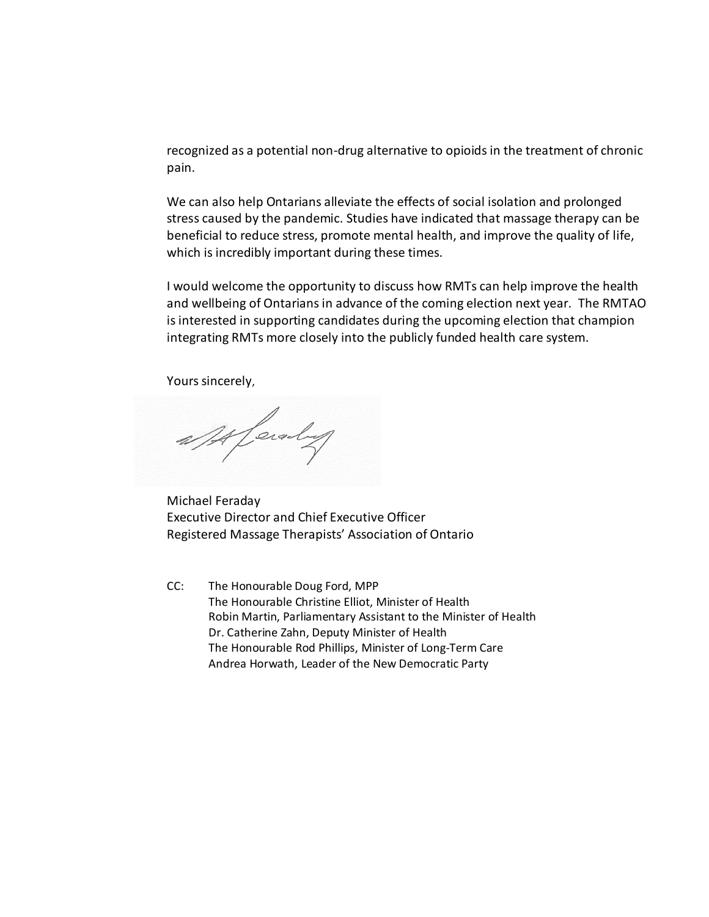recognized as a potential non-drug alternative to opioids in the treatment of chronic pain.

We can also help Ontarians alleviate the effects of social isolation and prolonged stress caused by the pandemic. Studies have indicated that massage therapy can be beneficial to reduce stress, promote mental health, and improve the quality of life, which is incredibly important during these times.

I would welcome the opportunity to discuss how RMTs can help improve the health and wellbeing of Ontarians in advance of the coming election next year. The RMTAO is interested in supporting candidates during the upcoming election that champion integrating RMTs more closely into the publicly funded health care system.

Yours sincerely,

Michael Feraday
Executive Director and Chief Executive Officer
Registered Massage Therapists' Association of Ontario

CC: The Honourable Doug Ford, MPP
The Honourable Christine Elliot, Minister of Health
Robin Martin, Parliamentary Assistant to the Minister of Health
Dr. Catherine Zahn, Deputy Minister of Health
The Honourable Rod Phillips, Minister of Long-Term Care
Andrea Horwath, Leader of the New Democratic Party